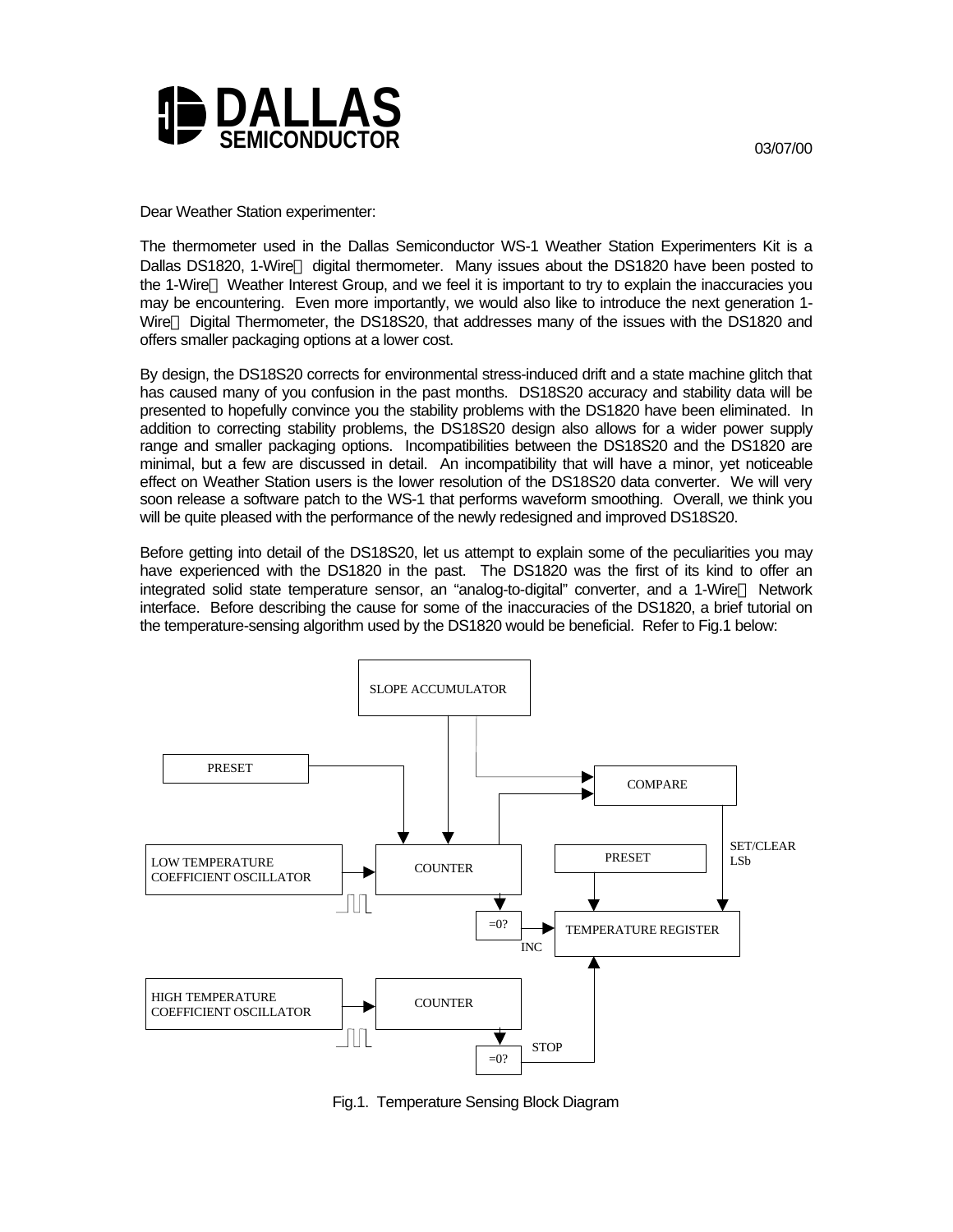DALLAS SEMICONDUCTOR

03/07/00

Dear Weather Station experimenter:

The thermometer used in the Dallas Semiconductor WS-1 Weather Station Experimenters Kit is a Dallas DS1820, 1-Wire digital thermometer. Many issues about the DS1820 have been posted to the 1-Wire Weather Interest Group, and we feel it is important to try to explain the inaccuracies you may be encountering. Even more importantly, we would also like to introduce the next generation 1-Wire Digital Thermometer, the DS18S20, that addresses many of the issues with the DS1820 and offers smaller packaging options at a lower cost.

By design, the DS18S20 corrects for environmental stress-induced drift and a state machine glitch that has caused many of you confusion in the past months. DS18S20 accuracy and stability data will be presented to hopefully convince you the stability problems with the DS1820 have been eliminated. In addition to correcting stability problems, the DS18S20 design also allows for a wider power supply range and smaller packaging options. Incompatibilities between the DS18S20 and the DS1820 are minimal, but a few are discussed in detail. An incompatibility that will have a minor, yet noticeable effect on Weather Station users is the lower resolution of the DS18S20 data converter. We will very soon release a software patch to the WS-1 that performs waveform smoothing. Overall, we think you will be quite pleased with the performance of the newly redesigned and improved DS18S20.

Before getting into detail of the DS18S20, let us attempt to explain some of the peculiarities you may have experienced with the DS1820 in the past. The DS1820 was the first of its kind to offer an integrated solid state temperature sensor, an "analog-to-digital" converter, and a 1-Wire Network interface. Before describing the cause for some of the inaccuracies of the DS1820, a brief tutorial on the temperature-sensing algorithm used by the DS1820 would be beneficial. Refer to Fig.1 below:

SLOPE ACCUMULATOR

PRESET

COMPARE

SET/CLEAR LSb

LOW TEMPERATURE COEFFICIENT OSCILLATOR

COUNTER

PRESET

=0?

INC

TEMPERATURE REGISTER

HIGH TEMPERATURE COEFFICIENT OSCILLATOR

COUNTER

=0?

STOP

Fig.1. Temperature Sensing Block Diagram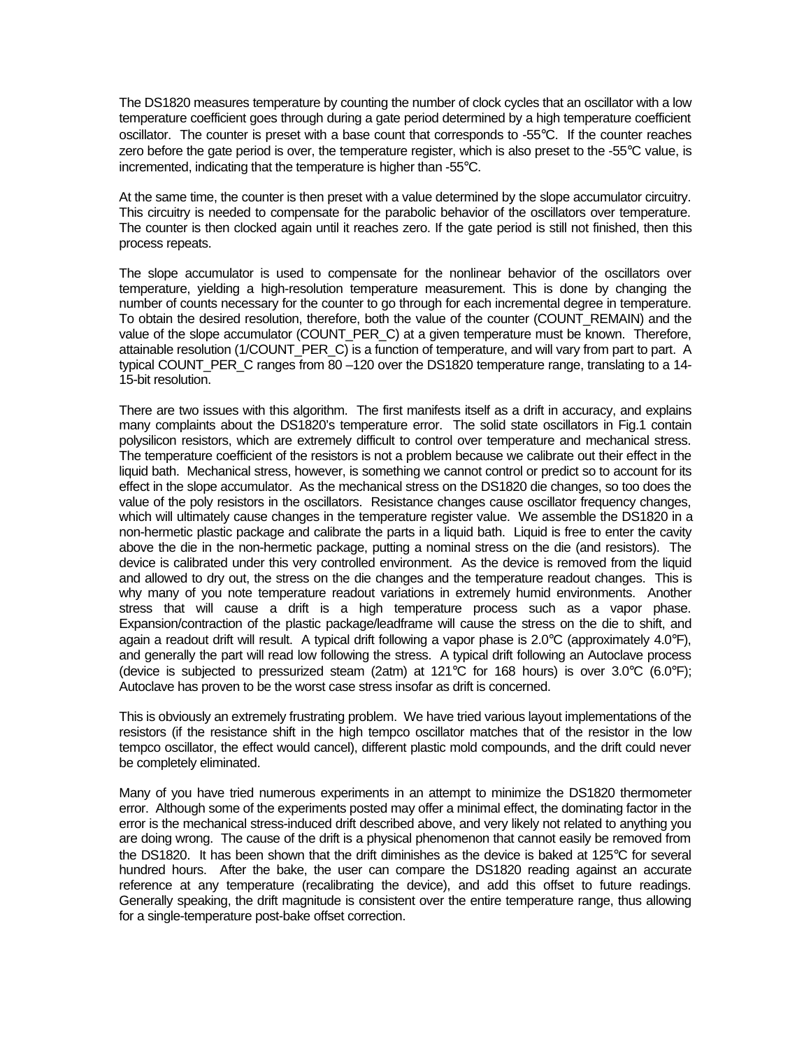The DS1820 measures temperature by counting the number of clock cycles that an oscillator with a low temperature coefficient goes through during a gate period determined by a high temperature coefficient oscillator. The counter is preset with a base count that corresponds to -55°C. If the counter reaches zero before the gate period is over, the temperature register, which is also preset to the -55°C value, is incremented, indicating that the temperature is higher than -55°C.

At the same time, the counter is then preset with a value determined by the slope accumulator circuitry. This circuitry is needed to compensate for the parabolic behavior of the oscillators over temperature. The counter is then clocked again until it reaches zero. If the gate period is still not finished, then this process repeats.

The slope accumulator is used to compensate for the nonlinear behavior of the oscillators over temperature, yielding a high-resolution temperature measurement. This is done by changing the number of counts necessary for the counter to go through for each incremental degree in temperature. To obtain the desired resolution, therefore, both the value of the counter (COUNT_REMAIN) and the value of the slope accumulator (COUNT_PER_C) at a given temperature must be known. Therefore, attainable resolution (1/COUNT_PER_C) is a function of temperature, and will vary from part to part. A typical COUNT_PER_C ranges from 80 –120 over the DS1820 temperature range, translating to a 14-15-bit resolution.

There are two issues with this algorithm. The first manifests itself as a drift in accuracy, and explains many complaints about the DS1820's temperature error. The solid state oscillators in Fig.1 contain polysilicon resistors, which are extremely difficult to control over temperature and mechanical stress. The temperature coefficient of the resistors is not a problem because we calibrate out their effect in the liquid bath. Mechanical stress, however, is something we cannot control or predict so to account for its effect in the slope accumulator. As the mechanical stress on the DS1820 die changes, so too does the value of the poly resistors in the oscillators. Resistance changes cause oscillator frequency changes, which will ultimately cause changes in the temperature register value. We assemble the DS1820 in a non-hermetic plastic package and calibrate the parts in a liquid bath. Liquid is free to enter the cavity above the die in the non-hermetic package, putting a nominal stress on the die (and resistors). The device is calibrated under this very controlled environment. As the device is removed from the liquid and allowed to dry out, the stress on the die changes and the temperature readout changes. This is why many of you note temperature readout variations in extremely humid environments. Another stress that will cause a drift is a high temperature process such as a vapor phase. Expansion/contraction of the plastic package/leadframe will cause the stress on the die to shift, and again a readout drift will result. A typical drift following a vapor phase is 2.0°C (approximately 4.0°F), and generally the part will read low following the stress. A typical drift following an Autoclave process (device is subjected to pressurized steam (2atm) at 121°C for 168 hours) is over 3.0°C (6.0°F); Autoclave has proven to be the worst case stress insofar as drift is concerned.

This is obviously an extremely frustrating problem. We have tried various layout implementations of the resistors (if the resistance shift in the high tempco oscillator matches that of the resistor in the low tempco oscillator, the effect would cancel), different plastic mold compounds, and the drift could never be completely eliminated.

Many of you have tried numerous experiments in an attempt to minimize the DS1820 thermometer error. Although some of the experiments posted may offer a minimal effect, the dominating factor in the error is the mechanical stress-induced drift described above, and very likely not related to anything you are doing wrong. The cause of the drift is a physical phenomenon that cannot easily be removed from the DS1820. It has been shown that the drift diminishes as the device is baked at 125°C for several hundred hours. After the bake, the user can compare the DS1820 reading against an accurate reference at any temperature (recalibrating the device), and add this offset to future readings. Generally speaking, the drift magnitude is consistent over the entire temperature range, thus allowing for a single-temperature post-bake offset correction.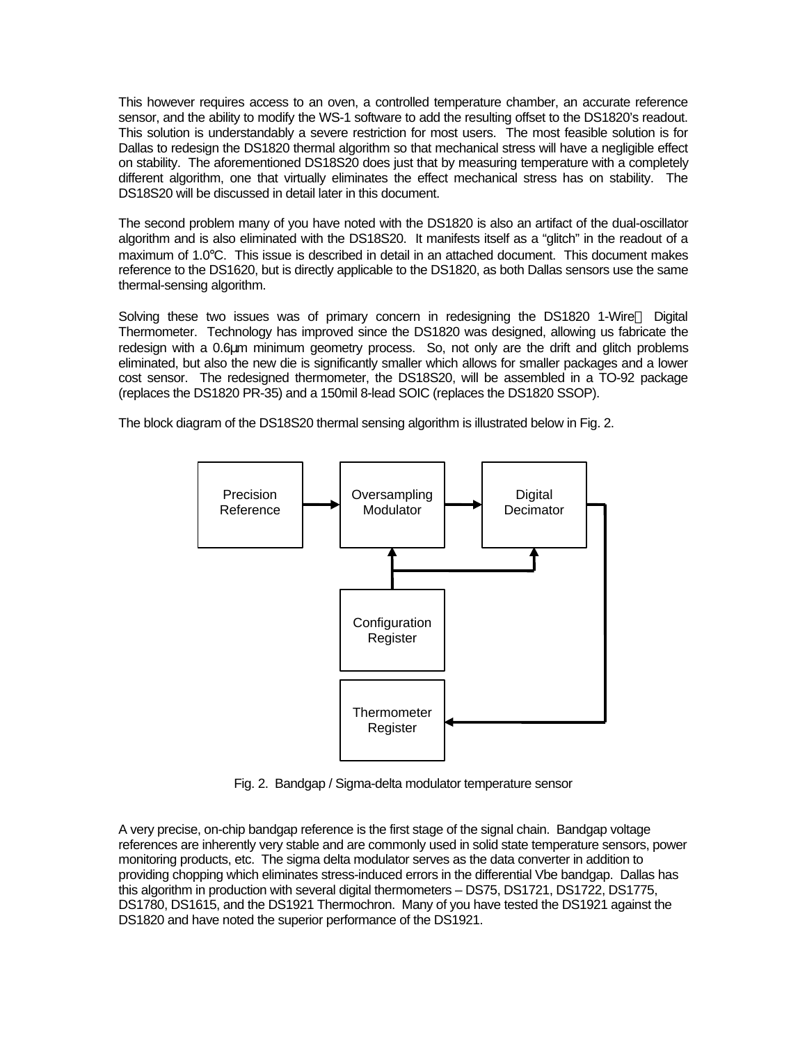This however requires access to an oven, a controlled temperature chamber, an accurate reference sensor, and the ability to modify the WS-1 software to add the resulting offset to the DS1820's readout. This solution is understandably a severe restriction for most users. The most feasible solution is for Dallas to redesign the DS1820 thermal algorithm so that mechanical stress will have a negligible effect on stability. The aforementioned DS18S20 does just that by measuring temperature with a completely different algorithm, one that virtually eliminates the effect mechanical stress has on stability. The DS18S20 will be discussed in detail later in this document.

The second problem many of you have noted with the DS1820 is also an artifact of the dual-oscillator algorithm and is also eliminated with the DS18S20. It manifests itself as a "glitch" in the readout of a maximum of 1.0°C. This issue is described in detail in an attached document. This document makes reference to the DS1620, but is directly applicable to the DS1820, as both Dallas sensors use the same thermal-sensing algorithm.

Solving these two issues was of primary concern in redesigning the DS1820 1-Wire™ Digital Thermometer. Technology has improved since the DS1820 was designed, allowing us fabricate the redesign with a 0.6µm minimum geometry process. So, not only are the drift and glitch problems eliminated, but also the new die is significantly smaller which allows for smaller packages and a lower cost sensor. The redesigned thermometer, the DS18S20, will be assembled in a TO-92 package (replaces the DS1820 PR-35) and a 150mil 8-lead SOIC (replaces the DS1820 SSOP).

The block diagram of the DS18S20 thermal sensing algorithm is illustrated below in Fig. 2.

Precision Reference → Oversampling Modulator → Digital Decimator → Thermometer Register

Configuration Register → Oversampling Modulator, Digital Decimator

Fig. 2. Bandgap / Sigma-delta modulator temperature sensor

A very precise, on-chip bandgap reference is the first stage of the signal chain. Bandgap voltage references are inherently very stable and are commonly used in solid state temperature sensors, power monitoring products, etc. The sigma delta modulator serves as the data converter in addition to providing chopping which eliminates stress-induced errors in the differential Vbe bandgap. Dallas has this algorithm in production with several digital thermometers – DS75, DS1721, DS1722, DS1775, DS1780, DS1615, and the DS1921 Thermochron. Many of you have tested the DS1921 against the DS1820 and have noted the superior performance of the DS1921.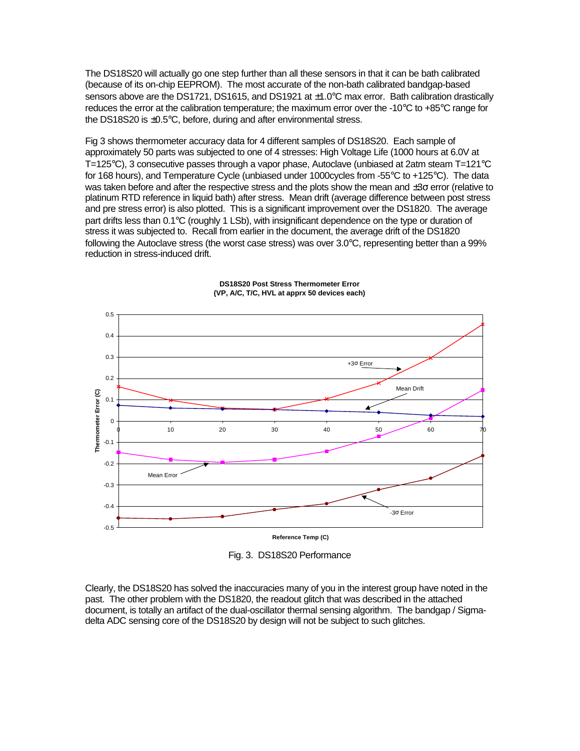The DS18S20 will actually go one step further than all these sensors in that it can be bath calibrated (because of its on-chip EEPROM). The most accurate of the non-bath calibrated bandgap-based sensors above are the DS1721, DS1615, and DS1921 at ±1.0°C max error. Bath calibration drastically reduces the error at the calibration temperature; the maximum error over the -10°C to +85°C range for the DS18S20 is ±0.5°C, before, during and after environmental stress.

Fig 3 shows thermometer accuracy data for 4 different samples of DS18S20. Each sample of approximately 50 parts was subjected to one of 4 stresses: High Voltage Life (1000 hours at 6.0V at T=125°C), 3 consecutive passes through a vapor phase, Autoclave (unbiased at 2atm steam T=121°C for 168 hours), and Temperature Cycle (unbiased under 1000cycles from -55°C to +125°C). The data was taken before and after the respective stress and the plots show the mean and ±3σ error (relative to platinum RTD reference in liquid bath) after stress. Mean drift (average difference between post stress and pre stress error) is also plotted. This is a significant improvement over the DS1820. The average part drifts less than 0.1°C (roughly 1 LSb), with insignificant dependence on the type or duration of stress it was subjected to. Recall from earlier in the document, the average drift of the DS1820 following the Autoclave stress (the worst case stress) was over 3.0°C, representing better than a 99% reduction in stress-induced drift.

**DS18S20 Post Stress Thermometer Error**
**(VP, A/C, T/C, HVL at apprx 50 devices each)**

Fig. 3. DS18S20 Performance

Clearly, the DS18S20 has solved the inaccuracies many of you in the interest group have noted in the past. The other problem with the DS1820, the readout glitch that was described in the attached document, is totally an artifact of the dual-oscillator thermal sensing algorithm. The bandgap / Sigma-delta ADC sensing core of the DS18S20 by design will not be subject to such glitches.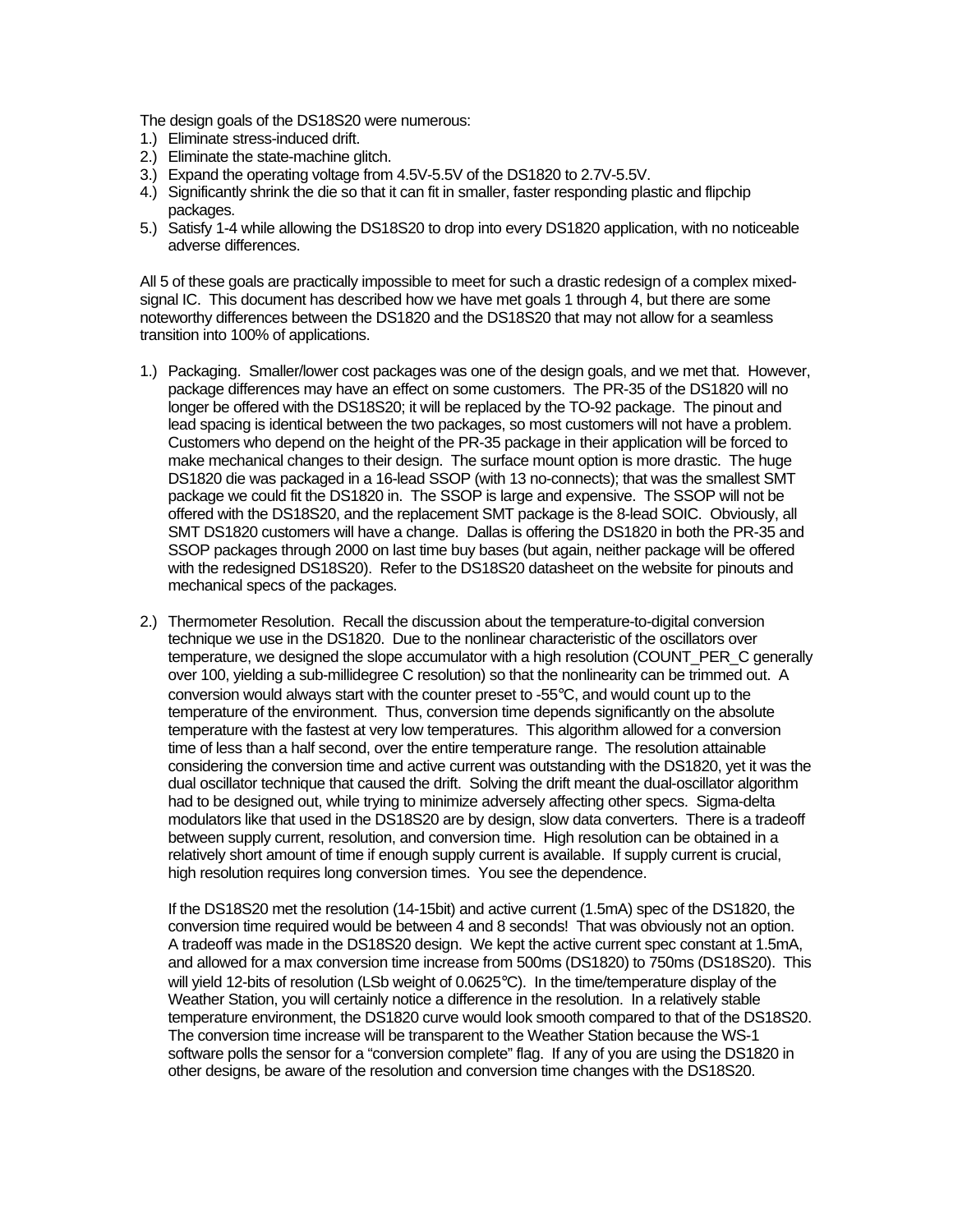The design goals of the DS18S20 were numerous:

1.) Eliminate stress-induced drift.
2.) Eliminate the state-machine glitch.
3.) Expand the operating voltage from 4.5V-5.5V of the DS1820 to 2.7V-5.5V.
4.) Significantly shrink the die so that it can fit in smaller, faster responding plastic and flipchip packages.
5.) Satisfy 1-4 while allowing the DS18S20 to drop into every DS1820 application, with no noticeable adverse differences.

All 5 of these goals are practically impossible to meet for such a drastic redesign of a complex mixed-signal IC. This document has described how we have met goals 1 through 4, but there are some noteworthy differences between the DS1820 and the DS18S20 that may not allow for a seamless transition into 100% of applications.

1.) Packaging. Smaller/lower cost packages was one of the design goals, and we met that. However, package differences may have an effect on some customers. The PR-35 of the DS1820 will no longer be offered with the DS18S20; it will be replaced by the TO-92 package. The pinout and lead spacing is identical between the two packages, so most customers will not have a problem. Customers who depend on the height of the PR-35 package in their application will be forced to make mechanical changes to their design. The surface mount option is more drastic. The huge DS1820 die was packaged in a 16-lead SSOP (with 13 no-connects); that was the smallest SMT package we could fit the DS1820 in. The SSOP is large and expensive. The SSOP will not be offered with the DS18S20, and the replacement SMT package is the 8-lead SOIC. Obviously, all SMT DS1820 customers will have a change. Dallas is offering the DS1820 in both the PR-35 and SSOP packages through 2000 on last time buy bases (but again, neither package will be offered with the redesigned DS18S20). Refer to the DS18S20 datasheet on the website for pinouts and mechanical specs of the packages.

2.) Thermometer Resolution. Recall the discussion about the temperature-to-digital conversion technique we use in the DS1820. Due to the nonlinear characteristic of the oscillators over temperature, we designed the slope accumulator with a high resolution (COUNT_PER_C generally over 100, yielding a sub-millidegree C resolution) so that the nonlinearity can be trimmed out. A conversion would always start with the counter preset to -55°C, and would count up to the temperature of the environment. Thus, conversion time depends significantly on the absolute temperature with the fastest at very low temperatures. This algorithm allowed for a conversion time of less than a half second, over the entire temperature range. The resolution attainable considering the conversion time and active current was outstanding with the DS1820, yet it was the dual oscillator technique that caused the drift. Solving the drift meant the dual-oscillator algorithm had to be designed out, while trying to minimize adversely affecting other specs. Sigma-delta modulators like that used in the DS18S20 are by design, slow data converters. There is a tradeoff between supply current, resolution, and conversion time. High resolution can be obtained in a relatively short amount of time if enough supply current is available. If supply current is crucial, high resolution requires long conversion times. You see the dependence.

   If the DS18S20 met the resolution (14-15bit) and active current (1.5mA) spec of the DS1820, the conversion time required would be between 4 and 8 seconds! That was obviously not an option. A tradeoff was made in the DS18S20 design. We kept the active current spec constant at 1.5mA, and allowed for a max conversion time increase from 500ms (DS1820) to 750ms (DS18S20). This will yield 12-bits of resolution (LSb weight of 0.0625°C). In the time/temperature display of the Weather Station, you will certainly notice a difference in the resolution. In a relatively stable temperature environment, the DS1820 curve would look smooth compared to that of the DS18S20. The conversion time increase will be transparent to the Weather Station because the WS-1 software polls the sensor for a "conversion complete" flag. If any of you are using the DS1820 in other designs, be aware of the resolution and conversion time changes with the DS18S20.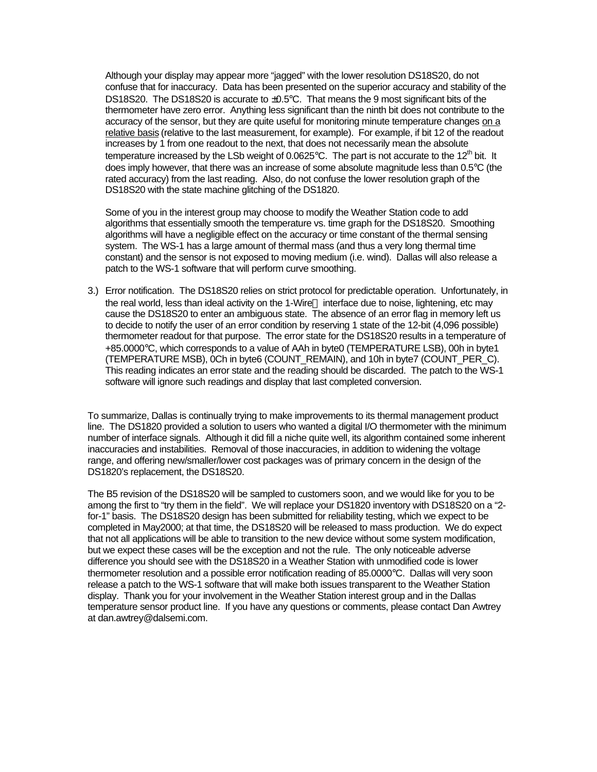Although your display may appear more "jagged" with the lower resolution DS18S20, do not confuse that for inaccuracy. Data has been presented on the superior accuracy and stability of the DS18S20. The DS18S20 is accurate to ±0.5°C. That means the 9 most significant bits of the thermometer have zero error. Anything less significant than the ninth bit does not contribute to the accuracy of the sensor, but they are quite useful for monitoring minute temperature changes <u>on a relative basis</u> (relative to the last measurement, for example). For example, if bit 12 of the readout increases by 1 from one readout to the next, that does not necessarily mean the absolute temperature increased by the LSb weight of 0.0625°C. The part is not accurate to the 12th bit. It does imply however, that there was an increase of some absolute magnitude less than 0.5°C (the rated accuracy) from the last reading. Also, do not confuse the lower resolution graph of the DS18S20 with the state machine glitching of the DS1820.

Some of you in the interest group may choose to modify the Weather Station code to add algorithms that essentially smooth the temperature vs. time graph for the DS18S20. Smoothing algorithms will have a negligible effect on the accuracy or time constant of the thermal sensing system. The WS-1 has a large amount of thermal mass (and thus a very long thermal time constant) and the sensor is not exposed to moving medium (i.e. wind). Dallas will also release a patch to the WS-1 software that will perform curve smoothing.

3.) Error notification. The DS18S20 relies on strict protocol for predictable operation. Unfortunately, in the real world, less than ideal activity on the 1-Wire interface due to noise, lightening, etc may cause the DS18S20 to enter an ambiguous state. The absence of an error flag in memory left us to decide to notify the user of an error condition by reserving 1 state of the 12-bit (4,096 possible) thermometer readout for that purpose. The error state for the DS18S20 results in a temperature of +85.0000°C, which corresponds to a value of AAh in byte0 (TEMPERATURE LSB), 00h in byte1 (TEMPERATURE MSB), 0Ch in byte6 (COUNT_REMAIN), and 10h in byte7 (COUNT_PER_C). This reading indicates an error state and the reading should be discarded. The patch to the WS-1 software will ignore such readings and display that last completed conversion.

To summarize, Dallas is continually trying to make improvements to its thermal management product line. The DS1820 provided a solution to users who wanted a digital I/O thermometer with the minimum number of interface signals. Although it did fill a niche quite well, its algorithm contained some inherent inaccuracies and instabilities. Removal of those inaccuracies, in addition to widening the voltage range, and offering new/smaller/lower cost packages was of primary concern in the design of the DS1820's replacement, the DS18S20.

The B5 revision of the DS18S20 will be sampled to customers soon, and we would like for you to be among the first to "try them in the field". We will replace your DS1820 inventory with DS18S20 on a "2-for-1" basis. The DS18S20 design has been submitted for reliability testing, which we expect to be completed in May2000; at that time, the DS18S20 will be released to mass production. We do expect that not all applications will be able to transition to the new device without some system modification, but we expect these cases will be the exception and not the rule. The only noticeable adverse difference you should see with the DS18S20 in a Weather Station with unmodified code is lower thermometer resolution and a possible error notification reading of 85.0000°C. Dallas will very soon release a patch to the WS-1 software that will make both issues transparent to the Weather Station display. Thank you for your involvement in the Weather Station interest group and in the Dallas temperature sensor product line. If you have any questions or comments, please contact Dan Awtrey at dan.awtrey@dalsemi.com.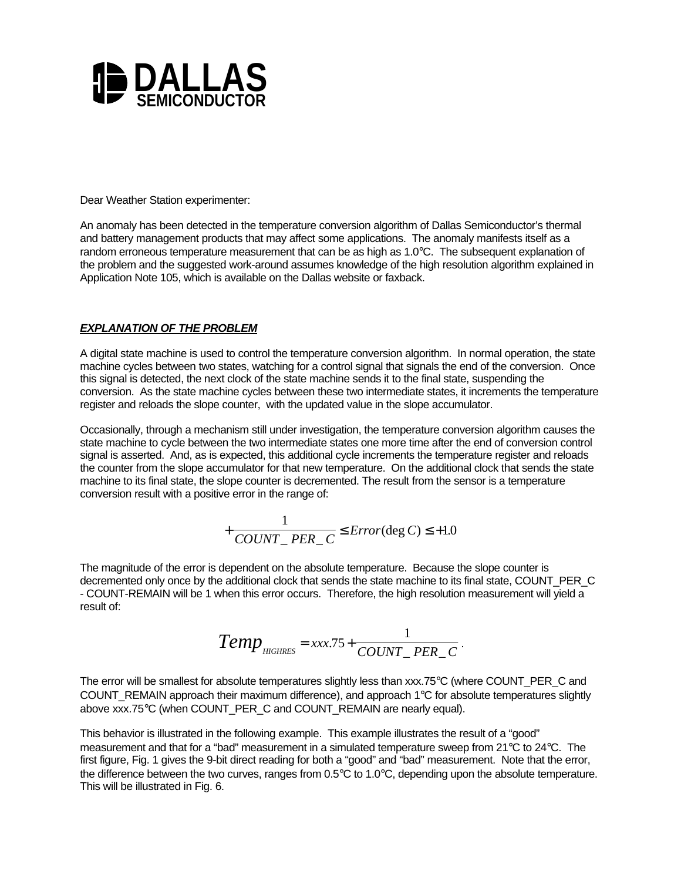DALLAS SEMICONDUCTOR

Dear Weather Station experimenter:

An anomaly has been detected in the temperature conversion algorithm of Dallas Semiconductor's thermal and battery management products that may affect some applications. The anomaly manifests itself as a random erroneous temperature measurement that can be as high as 1.0°C. The subsequent explanation of the problem and the suggested work-around assumes knowledge of the high resolution algorithm explained in Application Note 105, which is available on the Dallas website or faxback.

***EXPLANATION OF THE PROBLEM***

A digital state machine is used to control the temperature conversion algorithm. In normal operation, the state machine cycles between two states, watching for a control signal that signals the end of the conversion. Once this signal is detected, the next clock of the state machine sends it to the final state, suspending the conversion. As the state machine cycles between these two intermediate states, it increments the temperature register and reloads the slope counter, with the updated value in the slope accumulator.

Occasionally, through a mechanism still under investigation, the temperature conversion algorithm causes the state machine to cycle between the two intermediate states one more time after the end of conversion control signal is asserted. And, as is expected, this additional cycle increments the temperature register and reloads the counter from the slope accumulator for that new temperature. On the additional clock that sends the state machine to its final state, the slope counter is decremented. The result from the sensor is a temperature conversion result with a positive error in the range of:

$$+\frac{1}{COUNT\_PER\_C} \leq Error(\deg C) \leq +1.0$$

The magnitude of the error is dependent on the absolute temperature. Because the slope counter is decremented only once by the additional clock that sends the state machine to its final state, COUNT_PER_C - COUNT-REMAIN will be 1 when this error occurs. Therefore, the high resolution measurement will yield a result of:

$$Temp_{HIGHRES} = xxx.75 + \frac{1}{COUNT\_PER\_C}.$$

The error will be smallest for absolute temperatures slightly less than xxx.75°C (where COUNT_PER_C and COUNT_REMAIN approach their maximum difference), and approach 1°C for absolute temperatures slightly above xxx.75°C (when COUNT_PER_C and COUNT_REMAIN are nearly equal).

This behavior is illustrated in the following example. This example illustrates the result of a "good" measurement and that for a "bad" measurement in a simulated temperature sweep from 21°C to 24°C. The first figure, Fig. 1 gives the 9-bit direct reading for both a "good" and "bad" measurement. Note that the error, the difference between the two curves, ranges from 0.5°C to 1.0°C, depending upon the absolute temperature. This will be illustrated in Fig. 6.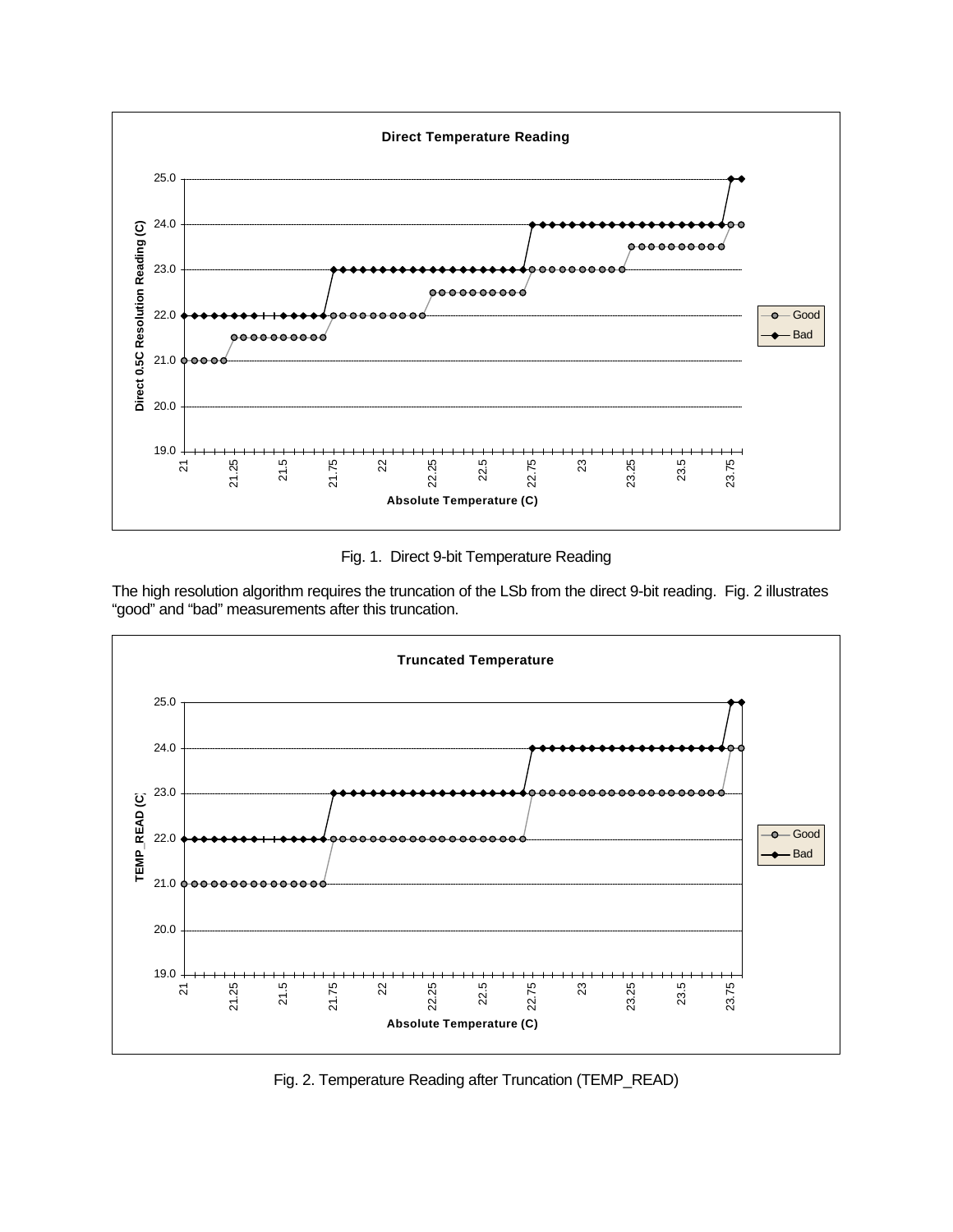Fig. 1. Direct 9-bit Temperature Reading

The high resolution algorithm requires the truncation of the LSb from the direct 9-bit reading. Fig. 2 illustrates "good" and "bad" measurements after this truncation.

Fig. 2. Temperature Reading after Truncation (TEMP_READ)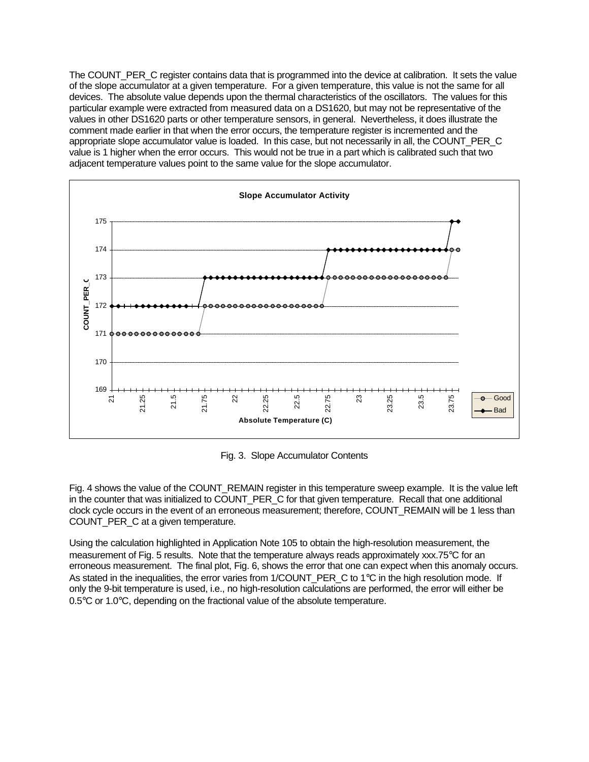The COUNT_PER_C register contains data that is programmed into the device at calibration. It sets the value of the slope accumulator at a given temperature. For a given temperature, this value is not the same for all devices. The absolute value depends upon the thermal characteristics of the oscillators. The values for this particular example were extracted from measured data on a DS1620, but may not be representative of the values in other DS1620 parts or other temperature sensors, in general. Nevertheless, it does illustrate the comment made earlier in that when the error occurs, the temperature register is incremented and the appropriate slope accumulator value is loaded. In this case, but not necessarily in all, the COUNT_PER_C value is 1 higher when the error occurs. This would not be true in a part which is calibrated such that two adjacent temperature values point to the same value for the slope accumulator.

Fig. 3. Slope Accumulator Contents

Fig. 4 shows the value of the COUNT_REMAIN register in this temperature sweep example. It is the value left in the counter that was initialized to COUNT_PER_C for that given temperature. Recall that one additional clock cycle occurs in the event of an erroneous measurement; therefore, COUNT_REMAIN will be 1 less than COUNT_PER_C at a given temperature.

Using the calculation highlighted in Application Note 105 to obtain the high-resolution measurement, the measurement of Fig. 5 results. Note that the temperature always reads approximately xxx.75°C for an erroneous measurement. The final plot, Fig. 6, shows the error that one can expect when this anomaly occurs. As stated in the inequalities, the error varies from 1/COUNT_PER_C to 1°C in the high resolution mode. If only the 9-bit temperature is used, i.e., no high-resolution calculations are performed, the error will either be 0.5°C or 1.0°C, depending on the fractional value of the absolute temperature.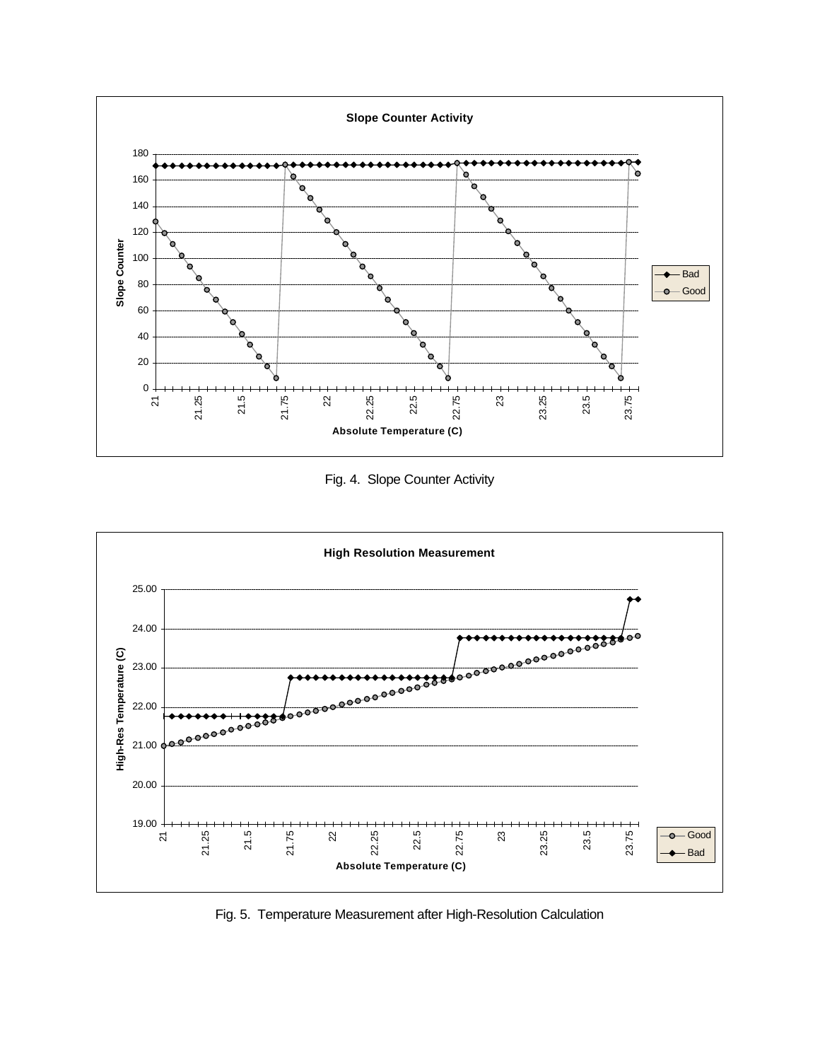Fig. 4. Slope Counter Activity

Fig. 5. Temperature Measurement after High-Resolution Calculation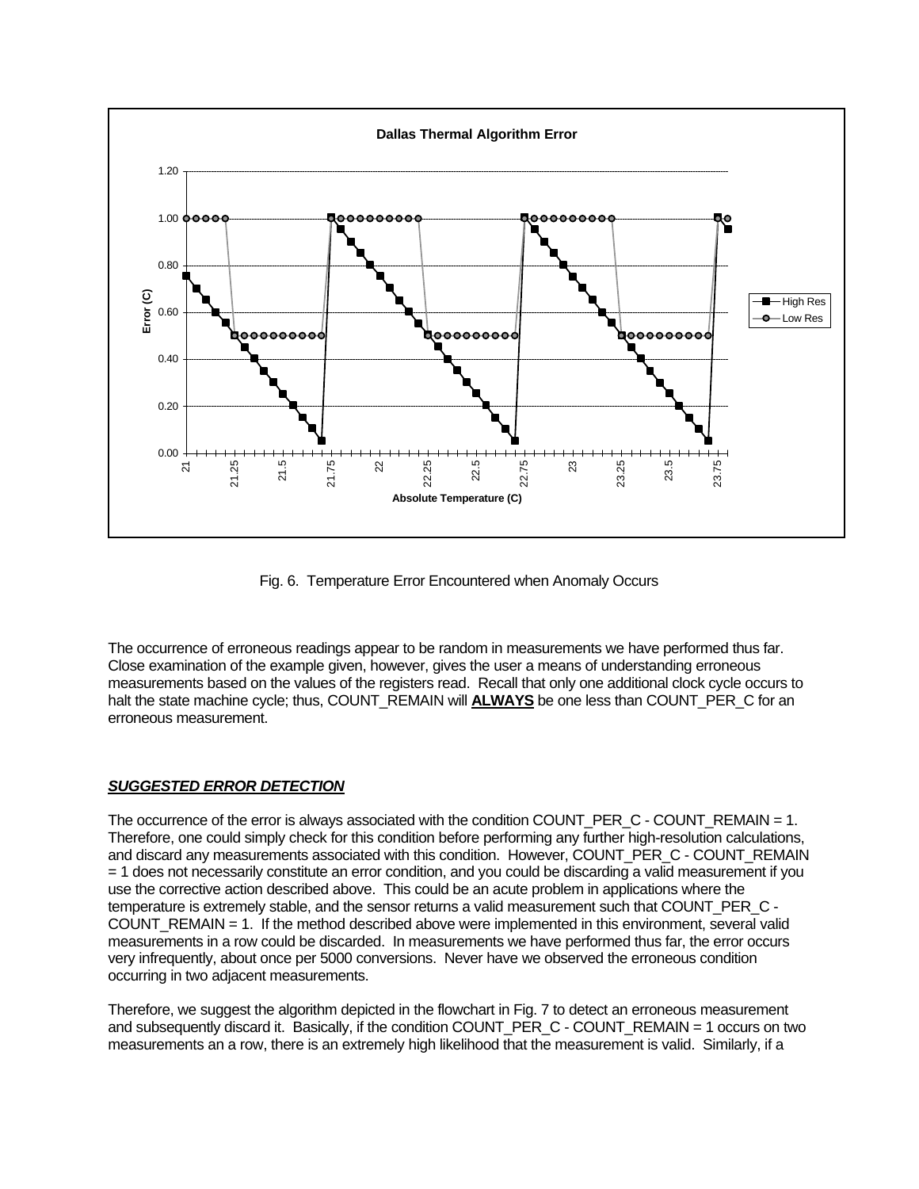Fig. 6. Temperature Error Encountered when Anomaly Occurs

The occurrence of erroneous readings appear to be random in measurements we have performed thus far. Close examination of the example given, however, gives the user a means of understanding erroneous measurements based on the values of the registers read. Recall that only one additional clock cycle occurs to halt the state machine cycle; thus, COUNT_REMAIN will **ALWAYS** be one less than COUNT_PER_C for an erroneous measurement.

## ***SUGGESTED ERROR DETECTION***

The occurrence of the error is always associated with the condition COUNT_PER_C - COUNT_REMAIN = 1. Therefore, one could simply check for this condition before performing any further high-resolution calculations, and discard any measurements associated with this condition. However, COUNT_PER_C - COUNT_REMAIN = 1 does not necessarily constitute an error condition, and you could be discarding a valid measurement if you use the corrective action described above. This could be an acute problem in applications where the temperature is extremely stable, and the sensor returns a valid measurement such that COUNT_PER_C - COUNT_REMAIN = 1. If the method described above were implemented in this environment, several valid measurements in a row could be discarded. In measurements we have performed thus far, the error occurs very infrequently, about once per 5000 conversions. Never have we observed the erroneous condition occurring in two adjacent measurements.

Therefore, we suggest the algorithm depicted in the flowchart in Fig. 7 to detect an erroneous measurement and subsequently discard it. Basically, if the condition COUNT_PER_C - COUNT_REMAIN = 1 occurs on two measurements an a row, there is an extremely high likelihood that the measurement is valid. Similarly, if a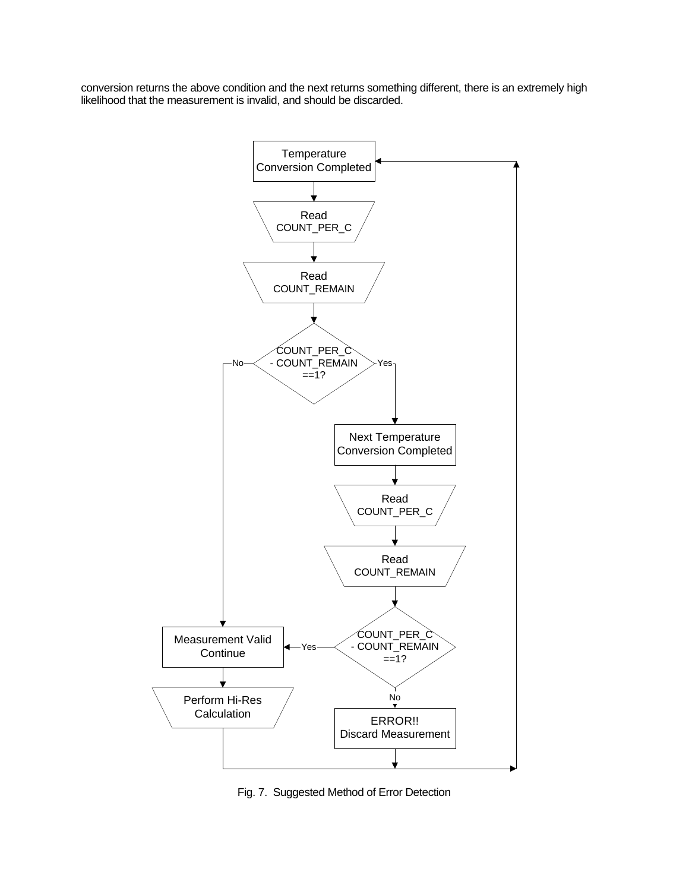conversion returns the above condition and the next returns something different, there is an extremely high likelihood that the measurement is invalid, and should be discarded.

Temperature Conversion Completed

Read COUNT_PER_C

Read COUNT_REMAIN

COUNT_PER_C - COUNT_REMAIN ==1?

No

Yes

Next Temperature Conversion Completed

Read COUNT_PER_C

Read COUNT_REMAIN

COUNT_PER_C - COUNT_REMAIN ==1?

Yes

No

Measurement Valid Continue

Perform Hi-Res Calculation

ERROR!! Discard Measurement

Fig. 7. Suggested Method of Error Detection